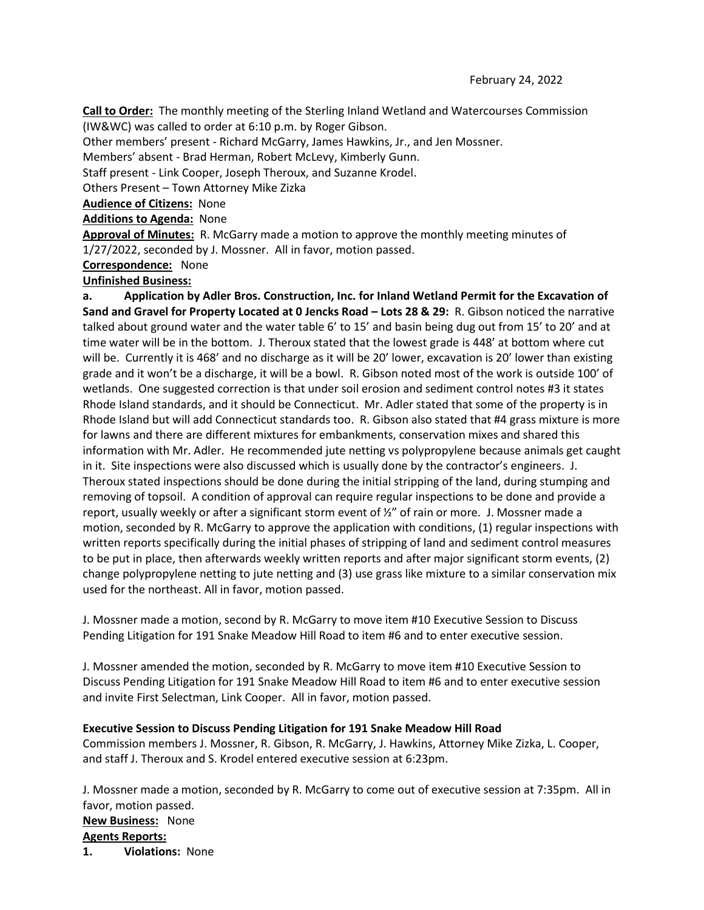February 24, 2022

**Call to Order:** The monthly meeting of the Sterling Inland Wetland and Watercourses Commission (IW&WC) was called to order at 6:10 p.m. by Roger Gibson.

Other members' present - Richard McGarry, James Hawkins, Jr., and Jen Mossner.

Members' absent - Brad Herman, Robert McLevy, Kimberly Gunn.

Staff present - Link Cooper, Joseph Theroux, and Suzanne Krodel.

Others Present – Town Attorney Mike Zizka

**Audience of Citizens:** None

**Additions to Agenda:** None

**Approval of Minutes:** R. McGarry made a motion to approve the monthly meeting minutes of 1/27/2022, seconded by J. Mossner. All in favor, motion passed.

**Correspondence:** None

**Unfinished Business:**

**a. Application by Adler Bros. Construction, Inc. for Inland Wetland Permit for the Excavation of Sand and Gravel for Property Located at 0 Jencks Road – Lots 28 & 29:** R. Gibson noticed the narrative talked about ground water and the water table 6' to 15' and basin being dug out from 15' to 20' and at time water will be in the bottom. J. Theroux stated that the lowest grade is 448' at bottom where cut will be. Currently it is 468' and no discharge as it will be 20' lower, excavation is 20' lower than existing grade and it won't be a discharge, it will be a bowl. R. Gibson noted most of the work is outside 100' of wetlands. One suggested correction is that under soil erosion and sediment control notes #3 it states Rhode Island standards, and it should be Connecticut. Mr. Adler stated that some of the property is in Rhode Island but will add Connecticut standards too. R. Gibson also stated that #4 grass mixture is more for lawns and there are different mixtures for embankments, conservation mixes and shared this information with Mr. Adler. He recommended jute netting vs polypropylene because animals get caught in it. Site inspections were also discussed which is usually done by the contractor's engineers. J. Theroux stated inspections should be done during the initial stripping of the land, during stumping and removing of topsoil. A condition of approval can require regular inspections to be done and provide a report, usually weekly or after a significant storm event of ½" of rain or more. J. Mossner made a motion, seconded by R. McGarry to approve the application with conditions, (1) regular inspections with written reports specifically during the initial phases of stripping of land and sediment control measures to be put in place, then afterwards weekly written reports and after major significant storm events, (2) change polypropylene netting to jute netting and (3) use grass like mixture to a similar conservation mix used for the northeast. All in favor, motion passed.

J. Mossner made a motion, second by R. McGarry to move item #10 Executive Session to Discuss Pending Litigation for 191 Snake Meadow Hill Road to item #6 and to enter executive session.

J. Mossner amended the motion, seconded by R. McGarry to move item #10 Executive Session to Discuss Pending Litigation for 191 Snake Meadow Hill Road to item #6 and to enter executive session and invite First Selectman, Link Cooper. All in favor, motion passed.

**Executive Session to Discuss Pending Litigation for 191 Snake Meadow Hill Road**

Commission members J. Mossner, R. Gibson, R. McGarry, J. Hawkins, Attorney Mike Zizka, L. Cooper, and staff J. Theroux and S. Krodel entered executive session at 6:23pm.

J. Mossner made a motion, seconded by R. McGarry to come out of executive session at 7:35pm. All in favor, motion passed.

**New Business:** None

**Agents Reports:**

**1. Violations:** None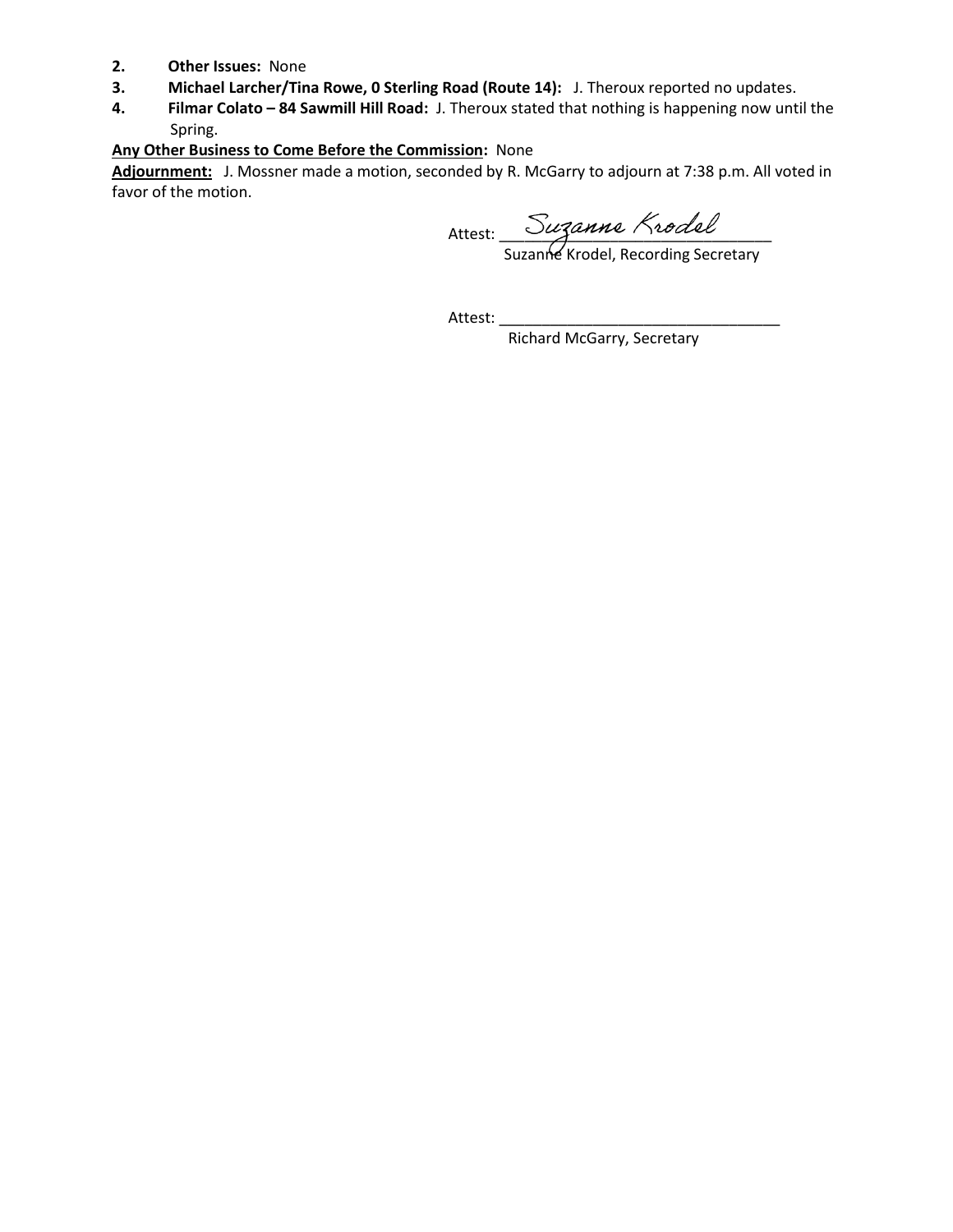2. **Other Issues:** None
3. **Michael Larcher/Tina Rowe, 0 Sterling Road (Route 14):** J. Theroux reported no updates.
4. **Filmar Colato – 84 Sawmill Hill Road:** J. Theroux stated that nothing is happening now until the Spring.

**<u>Any Other Business to Come Before the Commission</u>:** None

**<u>Adjournment:</u>** J. Mossner made a motion, seconded by R. McGarry to adjourn at 7:38 p.m. All voted in favor of the motion.

Attest: Suzanne Krodel
Suzanne Krodel, Recording Secretary

Attest: ________________________________
Richard McGarry, Secretary